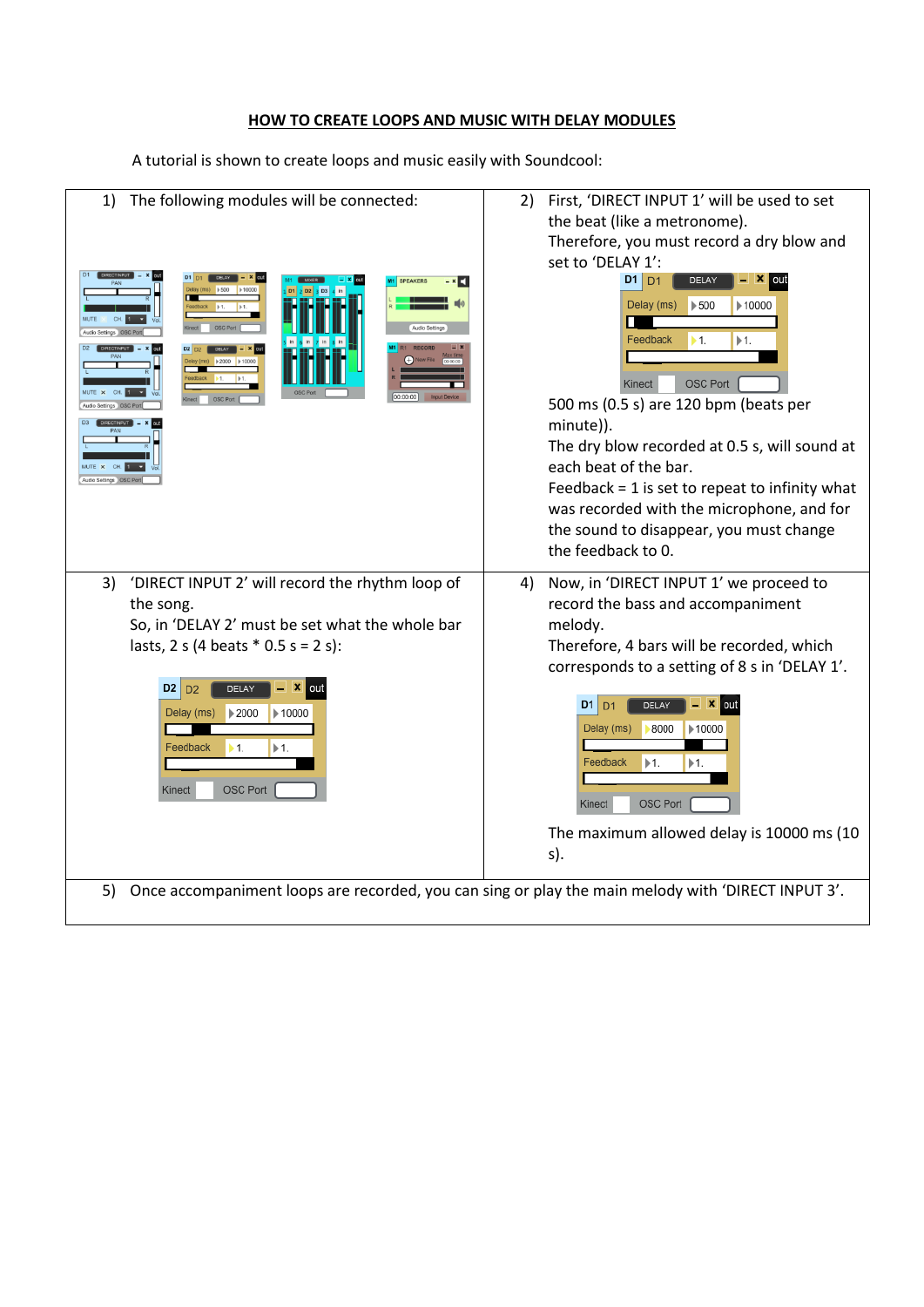# HOW TO CREATE LOOPS AND MUSIC WITH DELAY MODULES

A tutorial is shown to create loops and music easily with Soundcool:

1) The following modules will be connected:

2) First, 'DIRECT INPUT 1' will be used to set the beat (like a metronome).
Therefore, you must record a dry blow and set to 'DELAY 1':

500 ms (0.5 s) are 120 bpm (beats per minute)).
The dry blow recorded at 0.5 s, will sound at each beat of the bar.
Feedback = 1 is set to repeat to infinity what was recorded with the microphone, and for the sound to disappear, you must change the feedback to 0.

3) 'DIRECT INPUT 2' will record the rhythm loop of the song.
So, in 'DELAY 2' must be set what the whole bar lasts, 2 s (4 beats * 0.5 s = 2 s):

4) Now, in 'DIRECT INPUT 1' we proceed to record the bass and accompaniment melody.
Therefore, 4 bars will be recorded, which corresponds to a setting of 8 s in 'DELAY 1'.

The maximum allowed delay is 10000 ms (10 s).

5) Once accompaniment loops are recorded, you can sing or play the main melody with 'DIRECT INPUT 3'.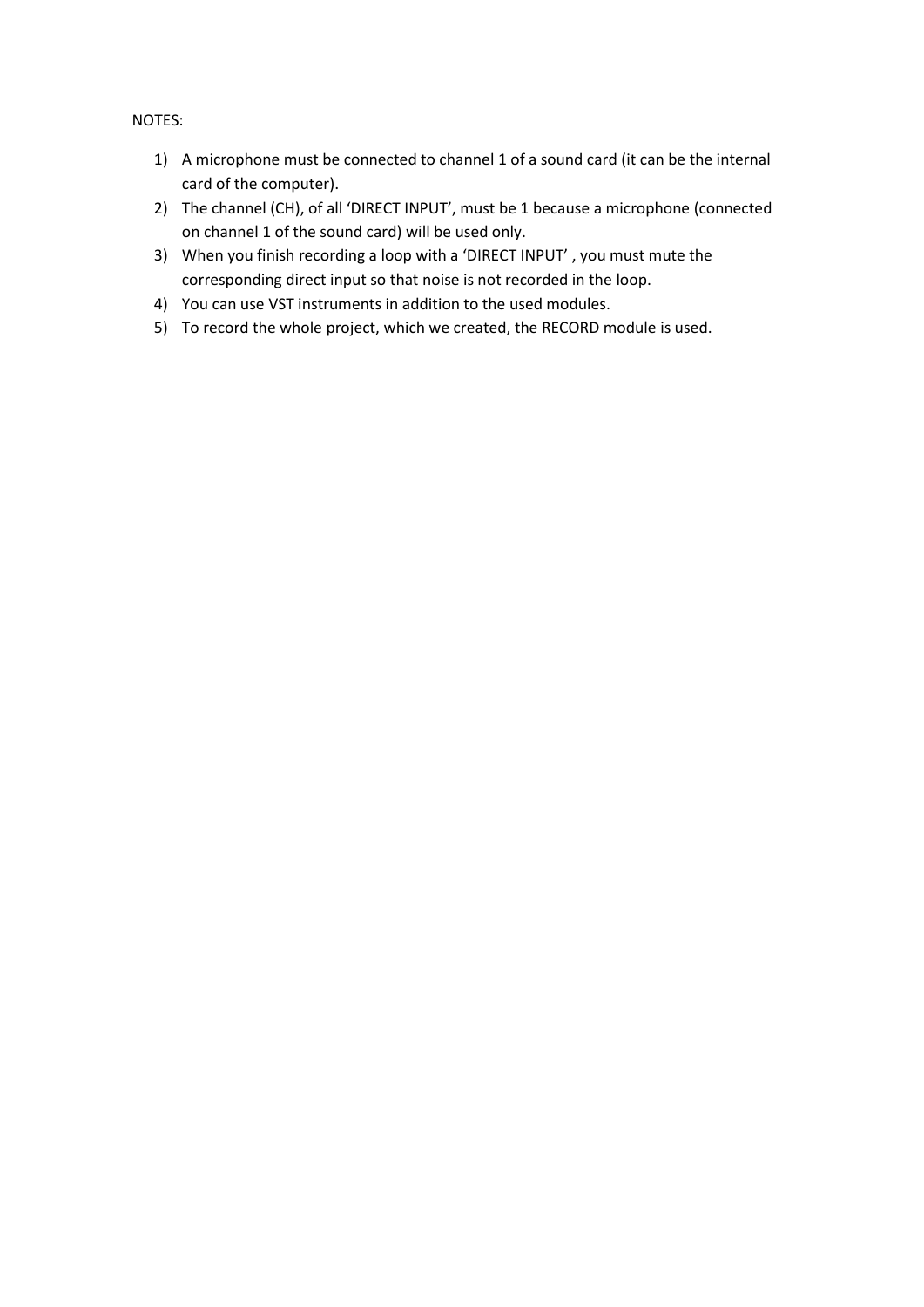NOTES:

1) A microphone must be connected to channel 1 of a sound card (it can be the internal card of the computer).
2) The channel (CH), of all 'DIRECT INPUT', must be 1 because a microphone (connected on channel 1 of the sound card) will be used only.
3) When you finish recording a loop with a 'DIRECT INPUT' , you must mute the corresponding direct input so that noise is not recorded in the loop.
4) You can use VST instruments in addition to the used modules.
5) To record the whole project, which we created, the RECORD module is used.